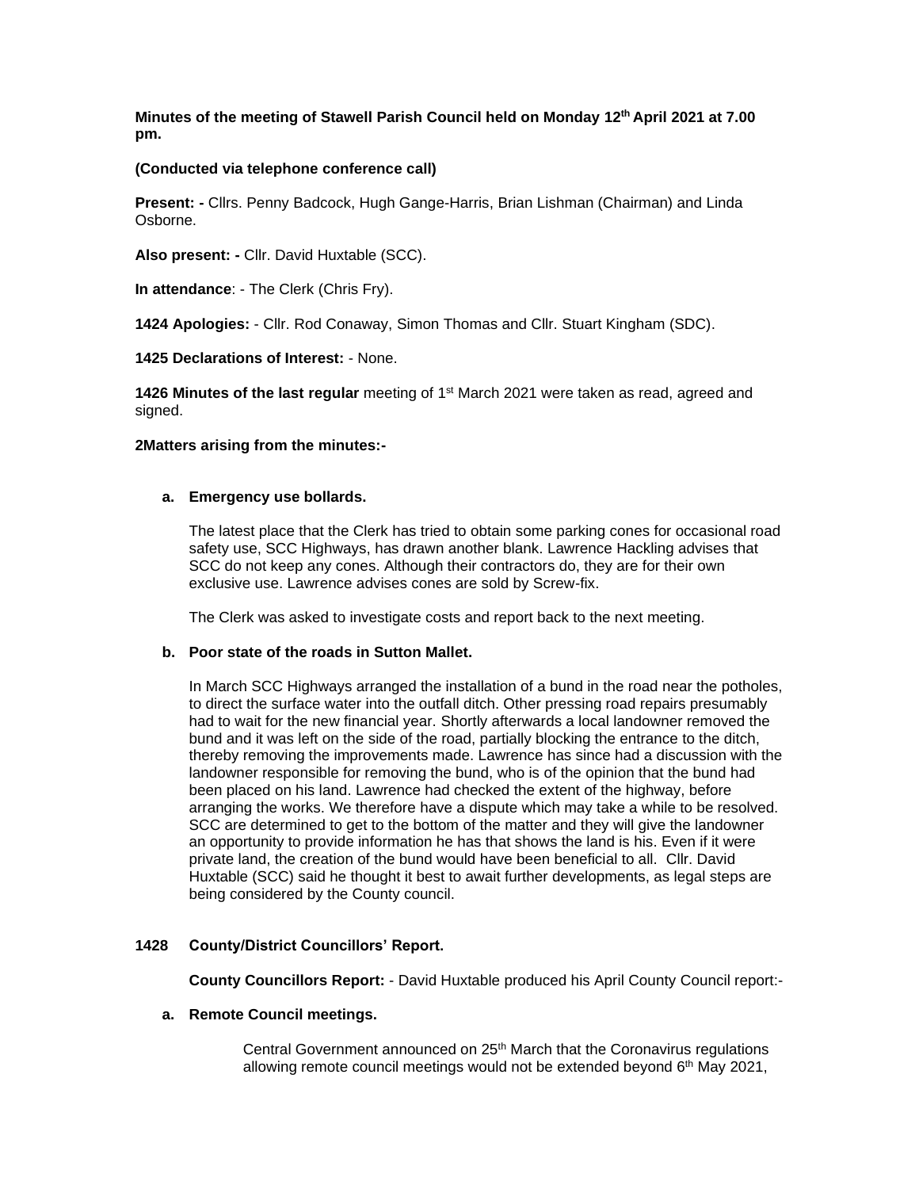**Minutes of the meeting of Stawell Parish Council held on Monday 12th April 2021 at 7.00 pm.**

**(Conducted via telephone conference call)**

**Present: -** Cllrs. Penny Badcock, Hugh Gange-Harris, Brian Lishman (Chairman) and Linda Osborne.

**Also present: -** Cllr. David Huxtable (SCC).

**In attendance**: - The Clerk (Chris Fry).

**1424 Apologies:** - Cllr. Rod Conaway, Simon Thomas and Cllr. Stuart Kingham (SDC).

**1425 Declarations of Interest:** - None.

**1426 Minutes of the last regular** meeting of 1st March 2021 were taken as read, agreed and signed.

**2Matters arising from the minutes:-**

**a. Emergency use bollards.**

The latest place that the Clerk has tried to obtain some parking cones for occasional road safety use, SCC Highways, has drawn another blank. Lawrence Hackling advises that SCC do not keep any cones. Although their contractors do, they are for their own exclusive use. Lawrence advises cones are sold by Screw-fix.

The Clerk was asked to investigate costs and report back to the next meeting.

**b. Poor state of the roads in Sutton Mallet.**

In March SCC Highways arranged the installation of a bund in the road near the potholes, to direct the surface water into the outfall ditch. Other pressing road repairs presumably had to wait for the new financial year. Shortly afterwards a local landowner removed the bund and it was left on the side of the road, partially blocking the entrance to the ditch, thereby removing the improvements made. Lawrence has since had a discussion with the landowner responsible for removing the bund, who is of the opinion that the bund had been placed on his land. Lawrence had checked the extent of the highway, before arranging the works. We therefore have a dispute which may take a while to be resolved. SCC are determined to get to the bottom of the matter and they will give the landowner an opportunity to provide information he has that shows the land is his. Even if it were private land, the creation of the bund would have been beneficial to all. Cllr. David Huxtable (SCC) said he thought it best to await further developments, as legal steps are being considered by the County council.

**1428 County/District Councillors' Report.**

**County Councillors Report:** - David Huxtable produced his April County Council report:-

**a. Remote Council meetings.**

Central Government announced on 25th March that the Coronavirus regulations allowing remote council meetings would not be extended beyond 6th May 2021,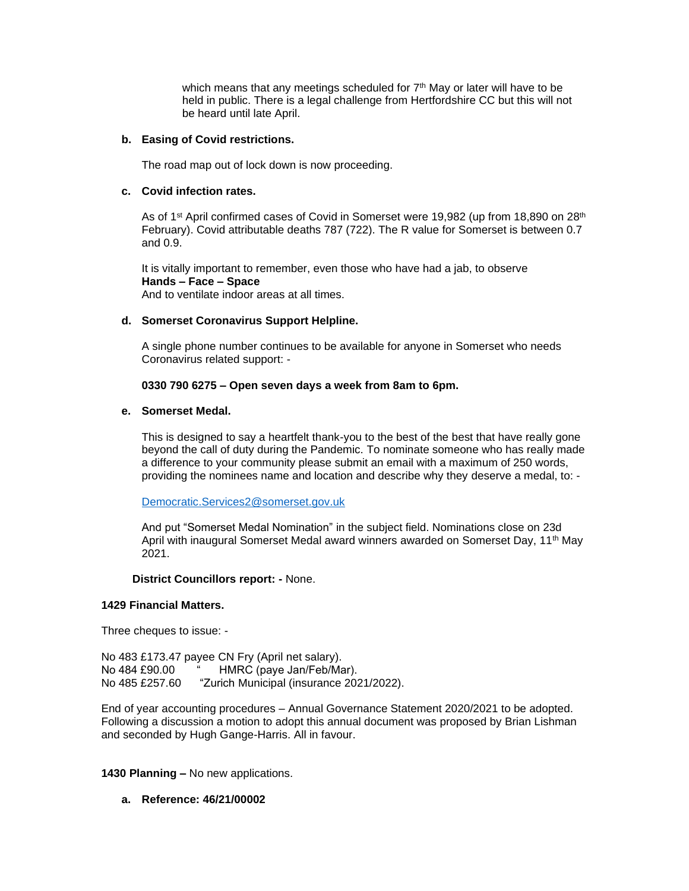which means that any meetings scheduled for 7th May or later will have to be held in public. There is a legal challenge from Hertfordshire CC but this will not be heard until late April.

**b. Easing of Covid restrictions.**

The road map out of lock down is now proceeding.

**c. Covid infection rates.**

As of 1st April confirmed cases of Covid in Somerset were 19,982 (up from 18,890 on 28th February). Covid attributable deaths 787 (722). The R value for Somerset is between 0.7 and 0.9.

It is vitally important to remember, even those who have had a jab, to observe
**Hands – Face – Space**
And to ventilate indoor areas at all times.

**d. Somerset Coronavirus Support Helpline.**

A single phone number continues to be available for anyone in Somerset who needs Coronavirus related support: -

**0330 790 6275 – Open seven days a week from 8am to 6pm.**

**e. Somerset Medal.**

This is designed to say a heartfelt thank-you to the best of the best that have really gone beyond the call of duty during the Pandemic. To nominate someone who has really made a difference to your community please submit an email with a maximum of 250 words, providing the nominees name and location and describe why they deserve a medal, to: -

Democratic.Services2@somerset.gov.uk

And put "Somerset Medal Nomination" in the subject field. Nominations close on 23d April with inaugural Somerset Medal award winners awarded on Somerset Day, 11th May 2021.

**District Councillors report: -** None.

**1429 Financial Matters.**

Three cheques to issue: -

No 483 £173.47 payee CN Fry (April net salary).
No 484 £90.00 " HMRC (paye Jan/Feb/Mar).
No 485 £257.60 "Zurich Municipal (insurance 2021/2022).

End of year accounting procedures – Annual Governance Statement 2020/2021 to be adopted. Following a discussion a motion to adopt this annual document was proposed by Brian Lishman and seconded by Hugh Gange-Harris. All in favour.

**1430 Planning –** No new applications.

**a. Reference: 46/21/00002**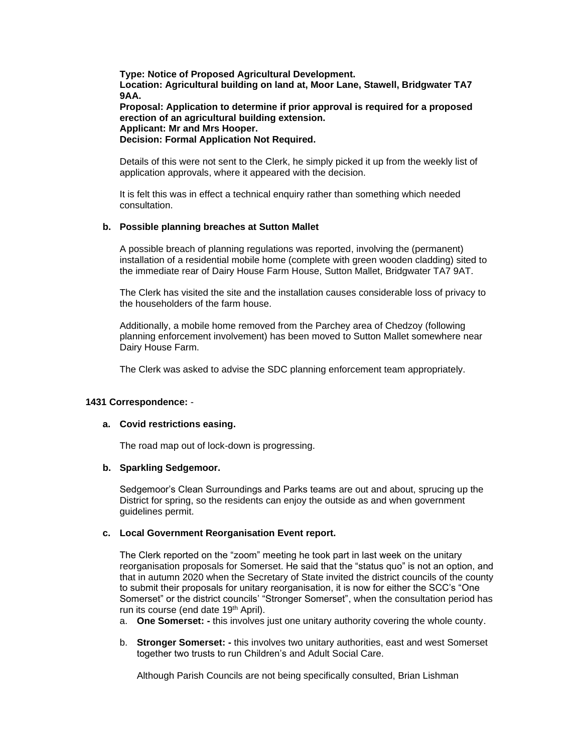**Type: Notice of Proposed Agricultural Development.**
**Location: Agricultural building on land at, Moor Lane, Stawell, Bridgwater TA7 9AA.**
**Proposal: Application to determine if prior approval is required for a proposed erection of an agricultural building extension.**
**Applicant: Mr and Mrs Hooper.**
**Decision: Formal Application Not Required.**

Details of this were not sent to the Clerk, he simply picked it up from the weekly list of application approvals, where it appeared with the decision.

It is felt this was in effect a technical enquiry rather than something which needed consultation.

**b. Possible planning breaches at Sutton Mallet**

A possible breach of planning regulations was reported, involving the (permanent) installation of a residential mobile home (complete with green wooden cladding) sited to the immediate rear of Dairy House Farm House, Sutton Mallet, Bridgwater TA7 9AT.

The Clerk has visited the site and the installation causes considerable loss of privacy to the householders of the farm house.

Additionally, a mobile home removed from the Parchey area of Chedzoy (following planning enforcement involvement) has been moved to Sutton Mallet somewhere near Dairy House Farm.

The Clerk was asked to advise the SDC planning enforcement team appropriately.

**1431 Correspondence:** -

**a. Covid restrictions easing.**

The road map out of lock-down is progressing.

**b. Sparkling Sedgemoor.**

Sedgemoor's Clean Surroundings and Parks teams are out and about, sprucing up the District for spring, so the residents can enjoy the outside as and when government guidelines permit.

**c. Local Government Reorganisation Event report.**

The Clerk reported on the "zoom" meeting he took part in last week on the unitary reorganisation proposals for Somerset. He said that the "status quo" is not an option, and that in autumn 2020 when the Secretary of State invited the district councils of the county to submit their proposals for unitary reorganisation, it is now for either the SCC's "One Somerset" or the district councils' "Stronger Somerset", when the consultation period has run its course (end date 19th April).

a. **One Somerset: -** this involves just one unitary authority covering the whole county.

b. **Stronger Somerset: -** this involves two unitary authorities, east and west Somerset together two trusts to run Children's and Adult Social Care.

Although Parish Councils are not being specifically consulted, Brian Lishman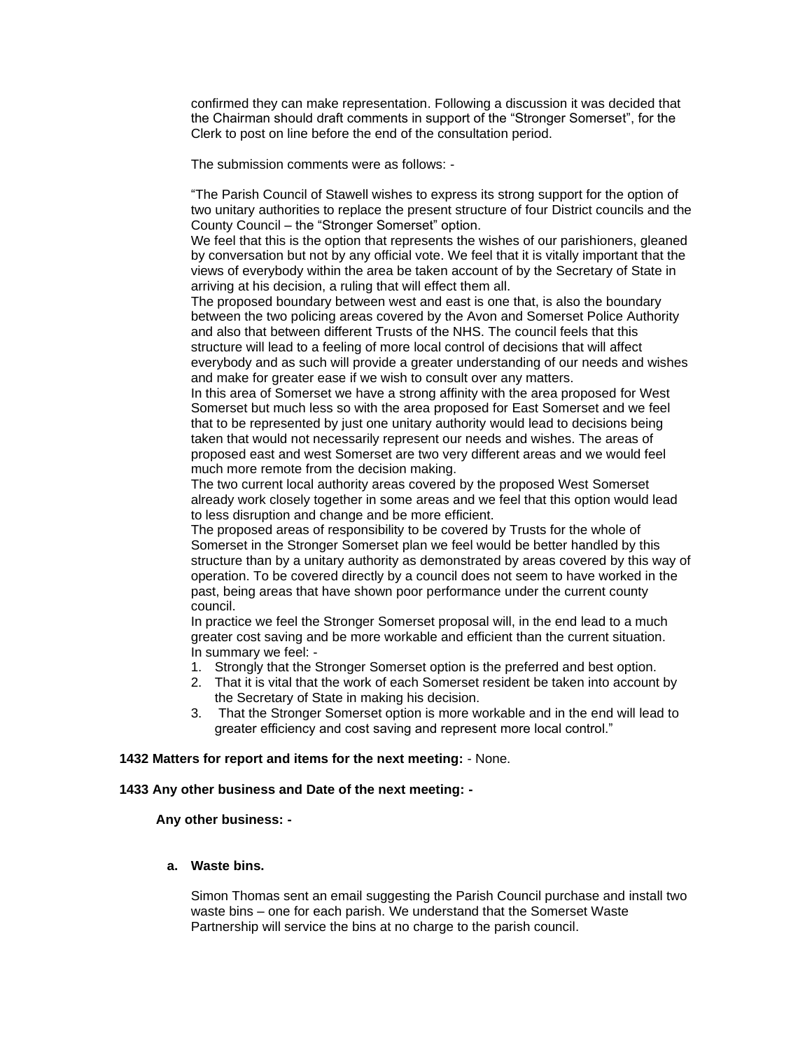confirmed they can make representation. Following a discussion it was decided that the Chairman should draft comments in support of the "Stronger Somerset", for the Clerk to post on line before the end of the consultation period.

The submission comments were as follows: -

"The Parish Council of Stawell wishes to express its strong support for the option of two unitary authorities to replace the present structure of four District councils and the County Council – the "Stronger Somerset" option.
We feel that this is the option that represents the wishes of our parishioners, gleaned by conversation but not by any official vote. We feel that it is vitally important that the views of everybody within the area be taken account of by the Secretary of State in arriving at his decision, a ruling that will effect them all.
The proposed boundary between west and east is one that, is also the boundary between the two policing areas covered by the Avon and Somerset Police Authority and also that between different Trusts of the NHS. The council feels that this structure will lead to a feeling of more local control of decisions that will affect everybody and as such will provide a greater understanding of our needs and wishes and make for greater ease if we wish to consult over any matters.
In this area of Somerset we have a strong affinity with the area proposed for West Somerset but much less so with the area proposed for East Somerset and we feel that to be represented by just one unitary authority would lead to decisions being taken that would not necessarily represent our needs and wishes. The areas of proposed east and west Somerset are two very different areas and we would feel much more remote from the decision making.
The two current local authority areas covered by the proposed West Somerset already work closely together in some areas and we feel that this option would lead to less disruption and change and be more efficient.
The proposed areas of responsibility to be covered by Trusts for the whole of Somerset in the Stronger Somerset plan we feel would be better handled by this structure than by a unitary authority as demonstrated by areas covered by this way of operation. To be covered directly by a council does not seem to have worked in the past, being areas that have shown poor performance under the current county council.
In practice we feel the Stronger Somerset proposal will, in the end lead to a much greater cost saving and be more workable and efficient than the current situation.
In summary we feel: -

1. Strongly that the Stronger Somerset option is the preferred and best option.
2. That it is vital that the work of each Somerset resident be taken into account by the Secretary of State in making his decision.
3. That the Stronger Somerset option is more workable and in the end will lead to greater efficiency and cost saving and represent more local control."

**1432 Matters for report and items for the next meeting:** - None.

**1433 Any other business and Date of the next meeting: -**

**Any other business: -**

**a. Waste bins.**

Simon Thomas sent an email suggesting the Parish Council purchase and install two waste bins – one for each parish. We understand that the Somerset Waste Partnership will service the bins at no charge to the parish council.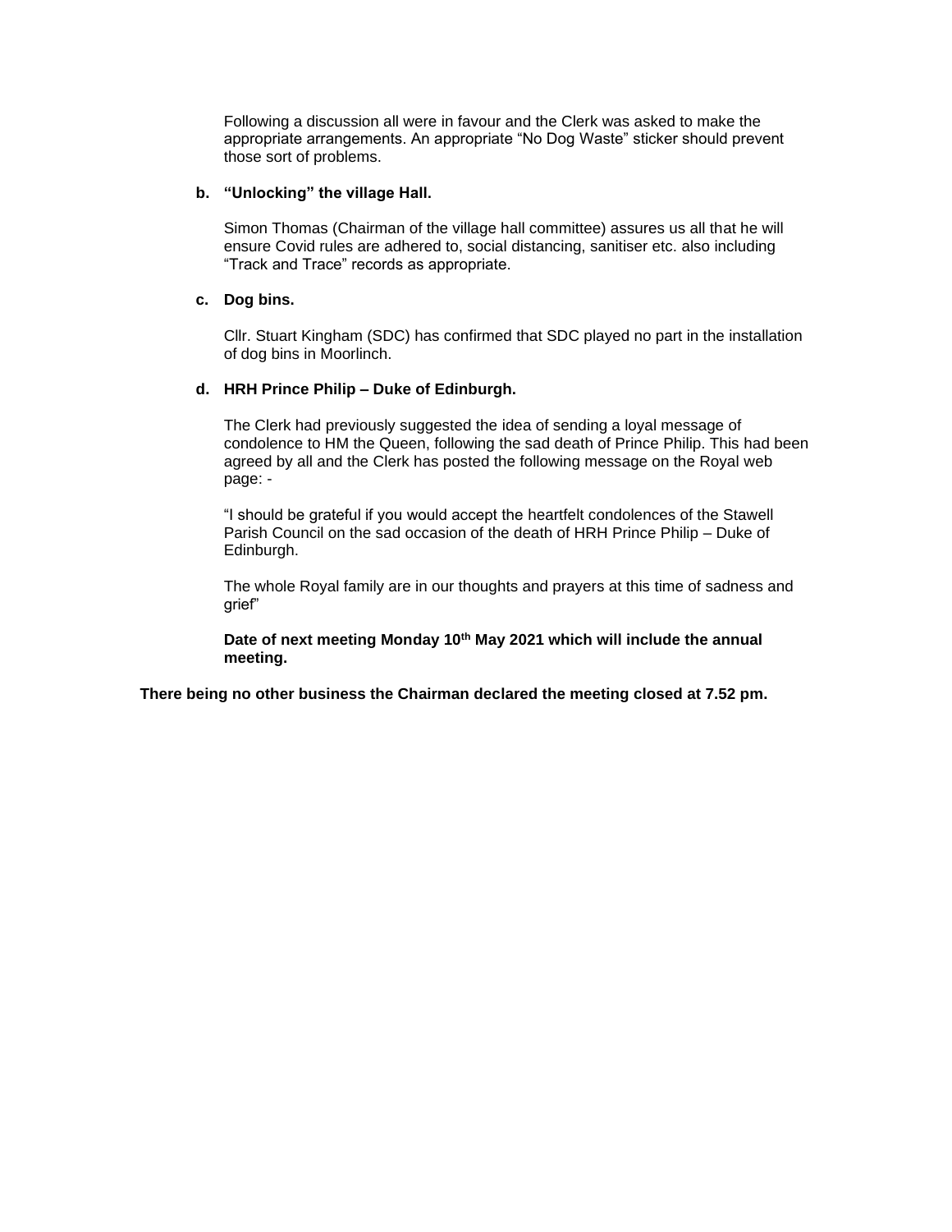Following a discussion all were in favour and the Clerk was asked to make the appropriate arrangements. An appropriate "No Dog Waste" sticker should prevent those sort of problems.

**b. "Unlocking" the village Hall.**

Simon Thomas (Chairman of the village hall committee) assures us all that he will ensure Covid rules are adhered to, social distancing, sanitiser etc. also including "Track and Trace" records as appropriate.

**c. Dog bins.**

Cllr. Stuart Kingham (SDC) has confirmed that SDC played no part in the installation of dog bins in Moorlinch.

**d. HRH Prince Philip – Duke of Edinburgh.**

The Clerk had previously suggested the idea of sending a loyal message of condolence to HM the Queen, following the sad death of Prince Philip. This had been agreed by all and the Clerk has posted the following message on the Royal web page: -

"I should be grateful if you would accept the heartfelt condolences of the Stawell Parish Council on the sad occasion of the death of HRH Prince Philip – Duke of Edinburgh.

The whole Royal family are in our thoughts and prayers at this time of sadness and grief"

**Date of next meeting Monday 10th May 2021 which will include the annual meeting.**

**There being no other business the Chairman declared the meeting closed at 7.52 pm.**